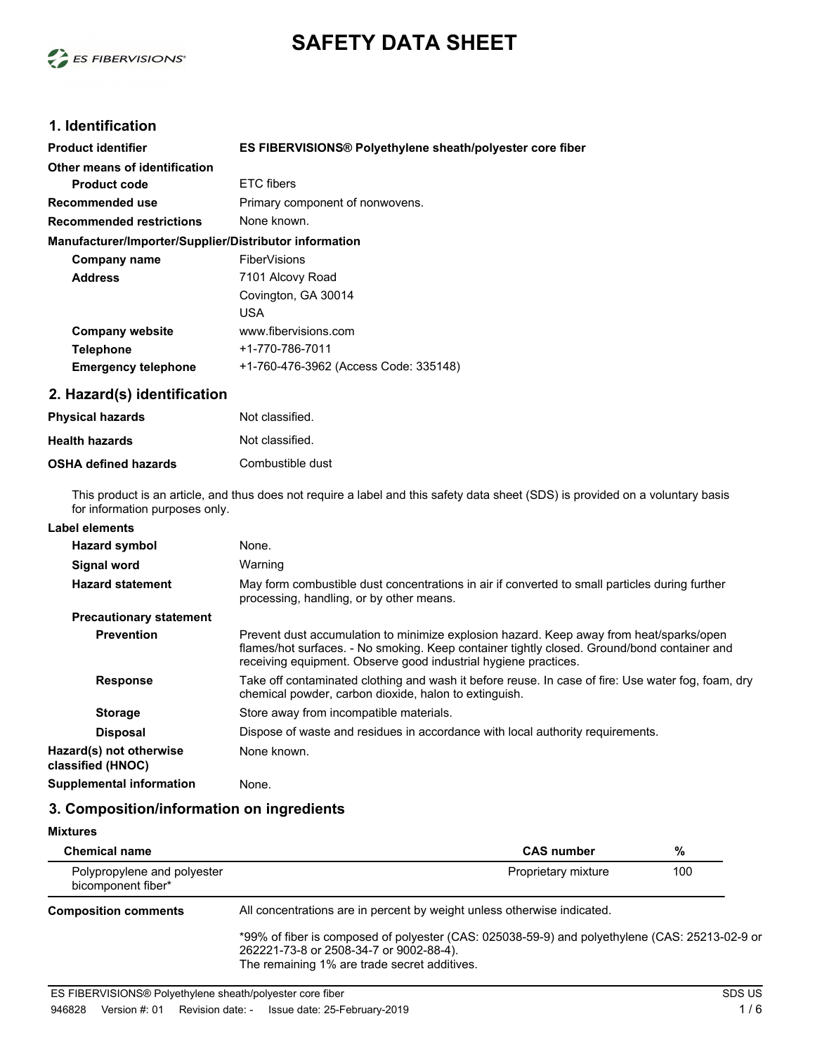# SAFETY DATA SHEET

## 1. Identification

| | |
|---|---|
| **Product identifier** | **ES FIBERVISIONS® Polyethylene sheath/polyester core fiber** |
| **Other means of identification** | |
| **Product code** | ETC fibers |
| **Recommended use** | Primary component of nonwovens. |
| **Recommended restrictions** | None known. |

**Manufacturer/Importer/Supplier/Distributor information**

| | |
|---|---|
| **Company name** | FiberVisions |
| **Address** | 7101 Alcovy Road<br>Covington, GA 30014<br>USA |
| **Company website** | www.fibervisions.com |
| **Telephone** | +1-770-786-7011 |
| **Emergency telephone** | +1-760-476-3962 (Access Code: 335148) |

## 2. Hazard(s) identification

| | |
|---|---|
| **Physical hazards** | Not classified. |
| **Health hazards** | Not classified. |
| **OSHA defined hazards** | Combustible dust |

This product is an article, and thus does not require a label and this safety data sheet (SDS) is provided on a voluntary basis for information purposes only.

**Label elements**

| | |
|---|---|
| **Hazard symbol** | None. |
| **Signal word** | Warning |
| **Hazard statement** | May form combustible dust concentrations in air if converted to small particles during further processing, handling, or by other means. |
| **Precautionary statement** | |
| **Prevention** | Prevent dust accumulation to minimize explosion hazard. Keep away from heat/sparks/open flames/hot surfaces. - No smoking. Keep container tightly closed. Ground/bond container and receiving equipment. Observe good industrial hygiene practices. |
| **Response** | Take off contaminated clothing and wash it before reuse. In case of fire: Use water fog, foam, dry chemical powder, carbon dioxide, halon to extinguish. |
| **Storage** | Store away from incompatible materials. |
| **Disposal** | Dispose of waste and residues in accordance with local authority requirements. |
| **Hazard(s) not otherwise classified (HNOC)** | None known. |
| **Supplemental information** | None. |

## 3. Composition/information on ingredients

**Mixtures**

| Chemical name | CAS number | % |
|---|---|---|
| Polypropylene and polyester bicomponent fiber* | Proprietary mixture | 100 |

**Composition comments**

All concentrations are in percent by weight unless otherwise indicated.

*99% of fiber is composed of polyester (CAS: 025038-59-9) and polyethylene (CAS: 25213-02-9 or 262221-73-8 or 2508-34-7 or 9002-88-4).
The remaining 1% are trade secret additives.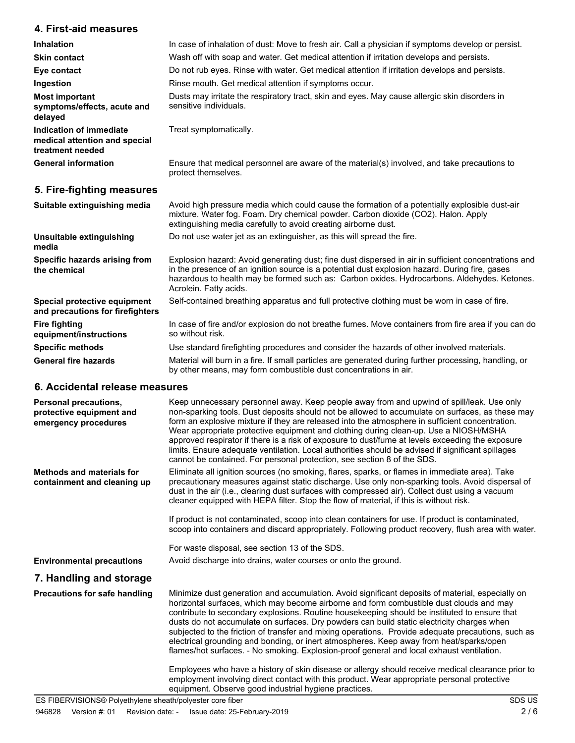## 4. First-aid measures

| | |
|---|---|
| **Inhalation** | In case of inhalation of dust: Move to fresh air. Call a physician if symptoms develop or persist. |
| **Skin contact** | Wash off with soap and water. Get medical attention if irritation develops and persists. |
| **Eye contact** | Do not rub eyes. Rinse with water. Get medical attention if irritation develops and persists. |
| **Ingestion** | Rinse mouth. Get medical attention if symptoms occur. |
| **Most important symptoms/effects, acute and delayed** | Dusts may irritate the respiratory tract, skin and eyes. May cause allergic skin disorders in sensitive individuals. |
| **Indication of immediate medical attention and special treatment needed** | Treat symptomatically. |
| **General information** | Ensure that medical personnel are aware of the material(s) involved, and take precautions to protect themselves. |

## 5. Fire-fighting measures

| | |
|---|---|
| **Suitable extinguishing media** | Avoid high pressure media which could cause the formation of a potentially explosible dust-air mixture. Water fog. Foam. Dry chemical powder. Carbon dioxide ($CO_2$). Halon. Apply extinguishing media carefully to avoid creating airborne dust. |
| **Unsuitable extinguishing media** | Do not use water jet as an extinguisher, as this will spread the fire. |
| **Specific hazards arising from the chemical** | Explosion hazard: Avoid generating dust; fine dust dispersed in air in sufficient concentrations and in the presence of an ignition source is a potential dust explosion hazard. During fire, gases hazardous to health may be formed such as: Carbon oxides. Hydrocarbons. Aldehydes. Ketones. Acrolein. Fatty acids. |
| **Special protective equipment and precautions for firefighters** | Self-contained breathing apparatus and full protective clothing must be worn in case of fire. |
| **Fire fighting equipment/instructions** | In case of fire and/or explosion do not breathe fumes. Move containers from fire area if you can do so without risk. |
| **Specific methods** | Use standard firefighting procedures and consider the hazards of other involved materials. |
| **General fire hazards** | Material will burn in a fire. If small particles are generated during further processing, handling, or by other means, may form combustible dust concentrations in air. |

## 6. Accidental release measures

**Personal precautions, protective equipment and emergency procedures**

Keep unnecessary personnel away. Keep people away from and upwind of spill/leak. Use only non-sparking tools. Dust deposits should not be allowed to accumulate on surfaces, as these may form an explosive mixture if they are released into the atmosphere in sufficient concentration. Wear appropriate protective equipment and clothing during clean-up. Use a NIOSH/MSHA approved respirator if there is a risk of exposure to dust/fume at levels exceeding the exposure limits. Ensure adequate ventilation. Local authorities should be advised if significant spillages cannot be contained. For personal protection, see section 8 of the SDS.

**Methods and materials for containment and cleaning up**

Eliminate all ignition sources (no smoking, flares, sparks, or flames in immediate area). Take precautionary measures against static discharge. Use only non-sparking tools. Avoid dispersal of dust in the air (i.e., clearing dust surfaces with compressed air). Collect dust using a vacuum cleaner equipped with HEPA filter. Stop the flow of material, if this is without risk.

If product is not contaminated, scoop into clean containers for use. If product is contaminated, scoop into containers and discard appropriately. Following product recovery, flush area with water.

For waste disposal, see section 13 of the SDS.

**Environmental precautions**

Avoid discharge into drains, water courses or onto the ground.

## 7. Handling and storage

**Precautions for safe handling**

Minimize dust generation and accumulation. Avoid significant deposits of material, especially on horizontal surfaces, which may become airborne and form combustible dust clouds and may contribute to secondary explosions. Routine housekeeping should be instituted to ensure that dusts do not accumulate on surfaces. Dry powders can build static electricity charges when subjected to the friction of transfer and mixing operations. Provide adequate precautions, such as electrical grounding and bonding, or inert atmospheres. Keep away from heat/sparks/open flames/hot surfaces. - No smoking. Explosion-proof general and local exhaust ventilation.

Employees who have a history of skin disease or allergy should receive medical clearance prior to employment involving direct contact with this product. Wear appropriate personal protective equipment. Observe good industrial hygiene practices.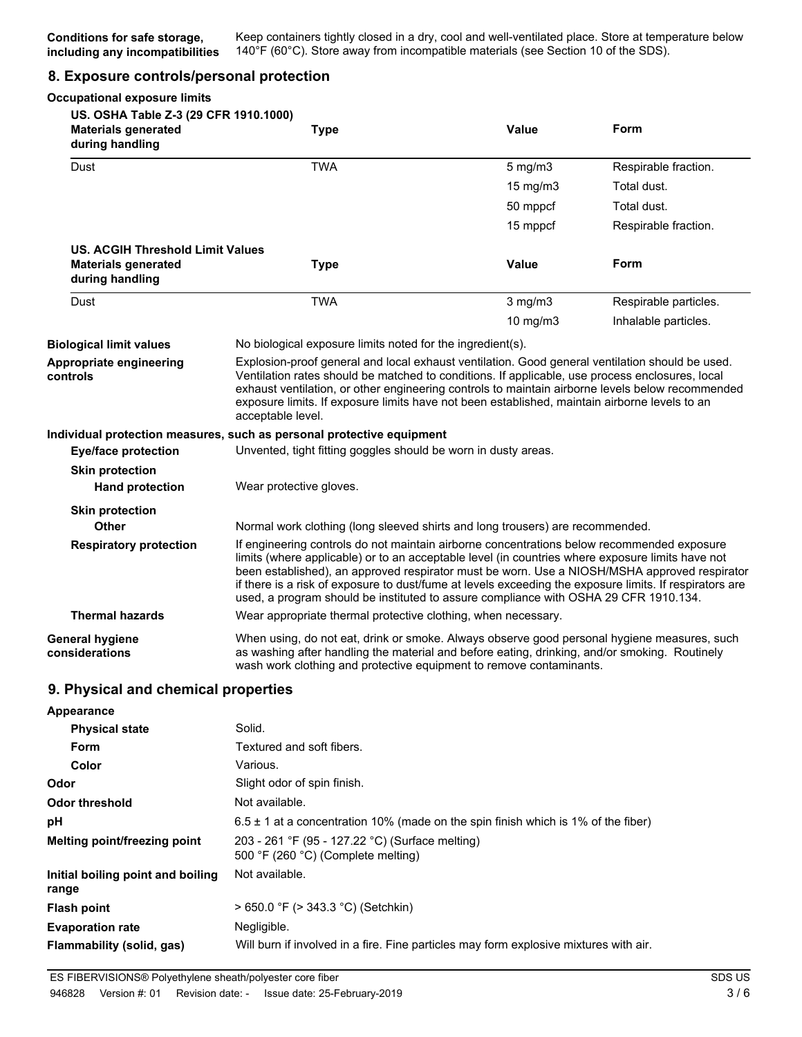**Conditions for safe storage, including any incompatibilities** Keep containers tightly closed in a dry, cool and well-ventilated place. Store at temperature below 140°F (60°C). Store away from incompatible materials (see Section 10 of the SDS).

## 8. Exposure controls/personal protection

**Occupational exposure limits**

**US. OSHA Table Z-3 (29 CFR 1910.1000)**

| Materials generated during handling | Type | Value | Form |
|---|---|---|---|
| Dust | TWA | 5 mg/m3 | Respirable fraction. |
| | | 15 mg/m3 | Total dust. |
| | | 50 mppcf | Total dust. |
| | | 15 mppcf | Respirable fraction. |

**US. ACGIH Threshold Limit Values**

| Materials generated during handling | Type | Value | Form |
|---|---|---|---|
| Dust | TWA | 3 mg/m3 | Respirable particles. |
| | | 10 mg/m3 | Inhalable particles. |

**Biological limit values** No biological exposure limits noted for the ingredient(s).

**Appropriate engineering controls** Explosion-proof general and local exhaust ventilation. Good general ventilation should be used. Ventilation rates should be matched to conditions. If applicable, use process enclosures, local exhaust ventilation, or other engineering controls to maintain airborne levels below recommended exposure limits. If exposure limits have not been established, maintain airborne levels to an acceptable level.

**Individual protection measures, such as personal protective equipment**

**Eye/face protection** Unvented, tight fitting goggles should be worn in dusty areas.

**Skin protection**

**Hand protection** Wear protective gloves.

**Skin protection**

**Other** Normal work clothing (long sleeved shirts and long trousers) are recommended.

**Respiratory protection** If engineering controls do not maintain airborne concentrations below recommended exposure limits (where applicable) or to an acceptable level (in countries where exposure limits have not been established), an approved respirator must be worn. Use a NIOSH/MSHA approved respirator if there is a risk of exposure to dust/fume at levels exceeding the exposure limits. If respirators are used, a program should be instituted to assure compliance with OSHA 29 CFR 1910.134.

**Thermal hazards** Wear appropriate thermal protective clothing, when necessary.

**General hygiene considerations** When using, do not eat, drink or smoke. Always observe good personal hygiene measures, such as washing after handling the material and before eating, drinking, and/or smoking. Routinely wash work clothing and protective equipment to remove contaminants.

## 9. Physical and chemical properties

**Appearance**

**Physical state** Solid.

**Form** Textured and soft fibers.

**Color** Various.

**Odor** Slight odor of spin finish.

**Odor threshold** Not available.

**pH** 6.5 ± 1 at a concentration 10% (made on the spin finish which is 1% of the fiber)

**Melting point/freezing point** 203 - 261 °F (95 - 127.22 °C) (Surface melting)
500 °F (260 °C) (Complete melting)

**Initial boiling point and boiling range** Not available.

**Flash point** > 650.0 °F (> 343.3 °C) (Setchkin)

**Evaporation rate** Negligible.

**Flammability (solid, gas)** Will burn if involved in a fire. Fine particles may form explosive mixtures with air.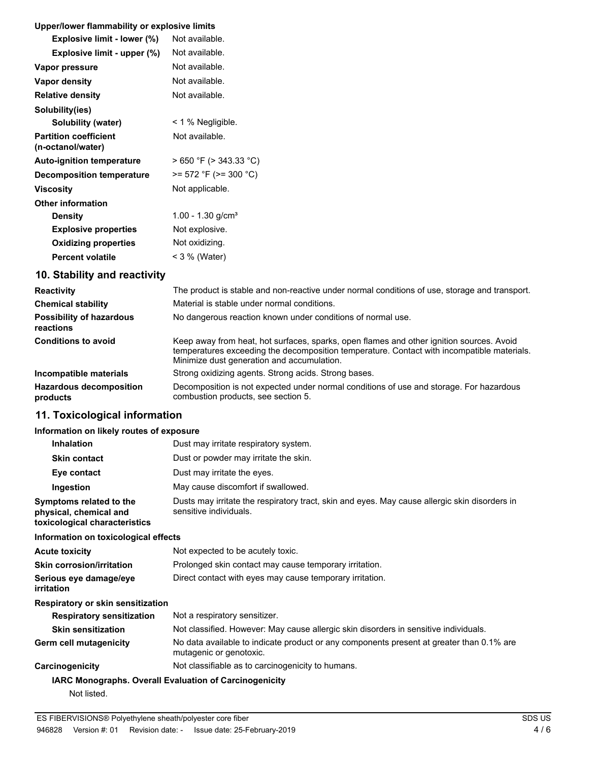**Upper/lower flammability or explosive limits**

| | |
|---|---|
| **Explosive limit - lower (%)** | Not available. |
| **Explosive limit - upper (%)** | Not available. |
| **Vapor pressure** | Not available. |
| **Vapor density** | Not available. |
| **Relative density** | Not available. |
| **Solubility(ies)** | |
| **Solubility (water)** | < 1 % Negligible. |
| **Partition coefficient (n-octanol/water)** | Not available. |
| **Auto-ignition temperature** | > 650 °F (> 343.33 °C) |
| **Decomposition temperature** | >= 572 °F (>= 300 °C) |
| **Viscosity** | Not applicable. |
| **Other information** | |
| **Density** | 1.00 - 1.30 g/cm³ |
| **Explosive properties** | Not explosive. |
| **Oxidizing properties** | Not oxidizing. |
| **Percent volatile** | < 3 % (Water) |

## 10. Stability and reactivity

| | |
|---|---|
| **Reactivity** | The product is stable and non-reactive under normal conditions of use, storage and transport. |
| **Chemical stability** | Material is stable under normal conditions. |
| **Possibility of hazardous reactions** | No dangerous reaction known under conditions of normal use. |
| **Conditions to avoid** | Keep away from heat, hot surfaces, sparks, open flames and other ignition sources. Avoid temperatures exceeding the decomposition temperature. Contact with incompatible materials. Minimize dust generation and accumulation. |
| **Incompatible materials** | Strong oxidizing agents. Strong acids. Strong bases. |
| **Hazardous decomposition products** | Decomposition is not expected under normal conditions of use and storage. For hazardous combustion products, see section 5. |

## 11. Toxicological information

**Information on likely routes of exposure**

| | |
|---|---|
| **Inhalation** | Dust may irritate respiratory system. |
| **Skin contact** | Dust or powder may irritate the skin. |
| **Eye contact** | Dust may irritate the eyes. |
| **Ingestion** | May cause discomfort if swallowed. |
| **Symptoms related to the physical, chemical and toxicological characteristics** | Dusts may irritate the respiratory tract, skin and eyes. May cause allergic skin disorders in sensitive individuals. |

**Information on toxicological effects**

| | |
|---|---|
| **Acute toxicity** | Not expected to be acutely toxic. |
| **Skin corrosion/irritation** | Prolonged skin contact may cause temporary irritation. |
| **Serious eye damage/eye irritation** | Direct contact with eyes may cause temporary irritation. |
| **Respiratory or skin sensitization** | |
| **Respiratory sensitization** | Not a respiratory sensitizer. |
| **Skin sensitization** | Not classified. However: May cause allergic skin disorders in sensitive individuals. |
| **Germ cell mutagenicity** | No data available to indicate product or any components present at greater than 0.1% are mutagenic or genotoxic. |
| **Carcinogenicity** | Not classifiable as to carcinogenicity to humans. |

**IARC Monographs. Overall Evaluation of Carcinogenicity**

Not listed.

ES FIBERVISIONS® Polyethylene sheath/polyester core fiber

946828 Version #: 01 Revision date: - Issue date: 25-February-2019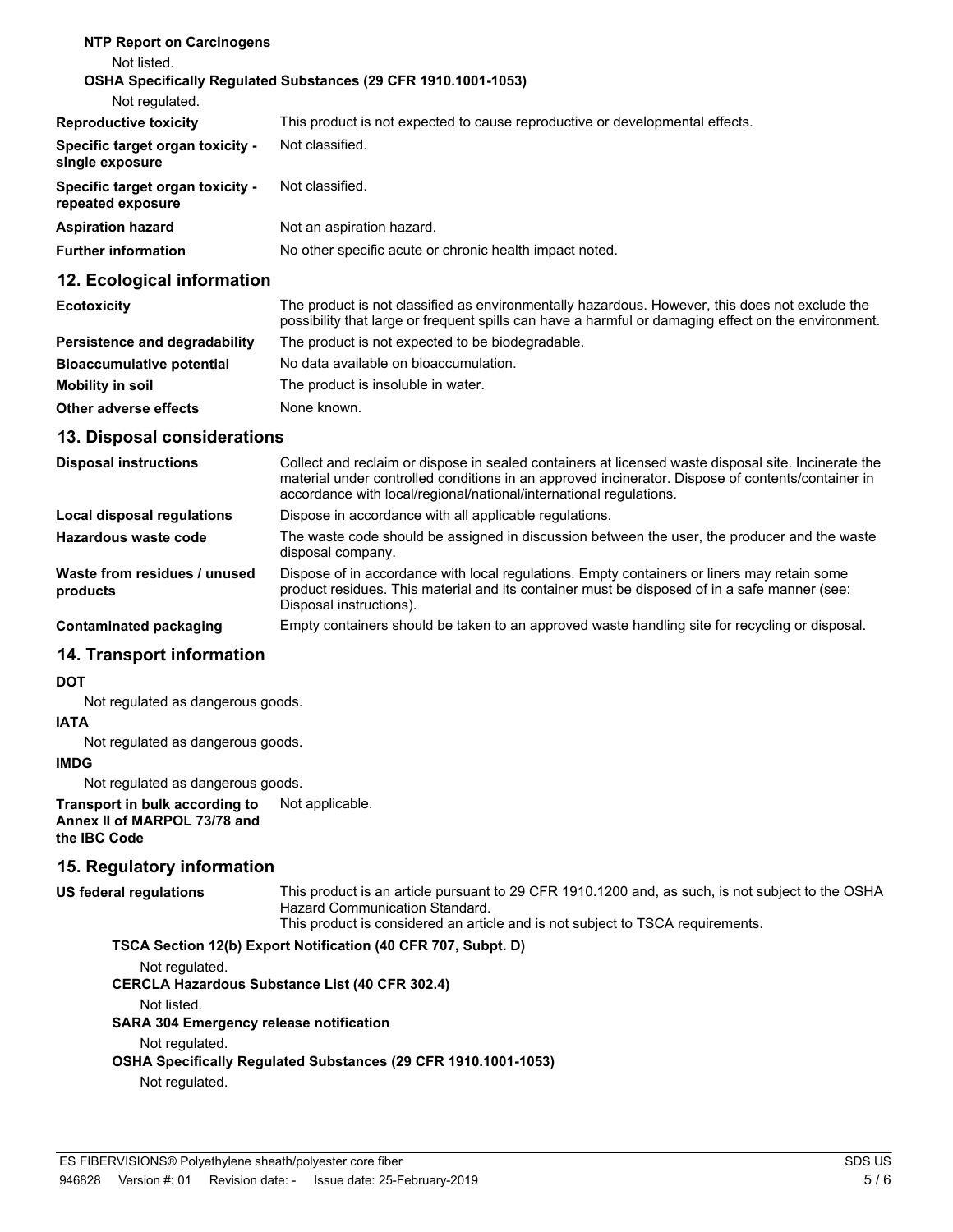**NTP Report on Carcinogens**

Not listed.

**OSHA Specifically Regulated Substances (29 CFR 1910.1001-1053)**

Not regulated.

| | |
|---|---|
| **Reproductive toxicity** | This product is not expected to cause reproductive or developmental effects. |
| **Specific target organ toxicity - single exposure** | Not classified. |
| **Specific target organ toxicity - repeated exposure** | Not classified. |
| **Aspiration hazard** | Not an aspiration hazard. |
| **Further information** | No other specific acute or chronic health impact noted. |

## 12. Ecological information

| | |
|---|---|
| **Ecotoxicity** | The product is not classified as environmentally hazardous. However, this does not exclude the possibility that large or frequent spills can have a harmful or damaging effect on the environment. |
| **Persistence and degradability** | The product is not expected to be biodegradable. |
| **Bioaccumulative potential** | No data available on bioaccumulation. |
| **Mobility in soil** | The product is insoluble in water. |
| **Other adverse effects** | None known. |

## 13. Disposal considerations

| | |
|---|---|
| **Disposal instructions** | Collect and reclaim or dispose in sealed containers at licensed waste disposal site. Incinerate the material under controlled conditions in an approved incinerator. Dispose of contents/container in accordance with local/regional/national/international regulations. |
| **Local disposal regulations** | Dispose in accordance with all applicable regulations. |
| **Hazardous waste code** | The waste code should be assigned in discussion between the user, the producer and the waste disposal company. |
| **Waste from residues / unused products** | Dispose of in accordance with local regulations. Empty containers or liners may retain some product residues. This material and its container must be disposed of in a safe manner (see: Disposal instructions). |
| **Contaminated packaging** | Empty containers should be taken to an approved waste handling site for recycling or disposal. |

## 14. Transport information

**DOT**

Not regulated as dangerous goods.

**IATA**

Not regulated as dangerous goods.

**IMDG**

Not regulated as dangerous goods.

**Transport in bulk according to Annex II of MARPOL 73/78 and the IBC Code** Not applicable.

## 15. Regulatory information

**US federal regulations** This product is an article pursuant to 29 CFR 1910.1200 and, as such, is not subject to the OSHA Hazard Communication Standard.
This product is considered an article and is not subject to TSCA requirements.

**TSCA Section 12(b) Export Notification (40 CFR 707, Subpt. D)**

Not regulated.

**CERCLA Hazardous Substance List (40 CFR 302.4)**

Not listed.

**SARA 304 Emergency release notification**

Not regulated.

**OSHA Specifically Regulated Substances (29 CFR 1910.1001-1053)**

Not regulated.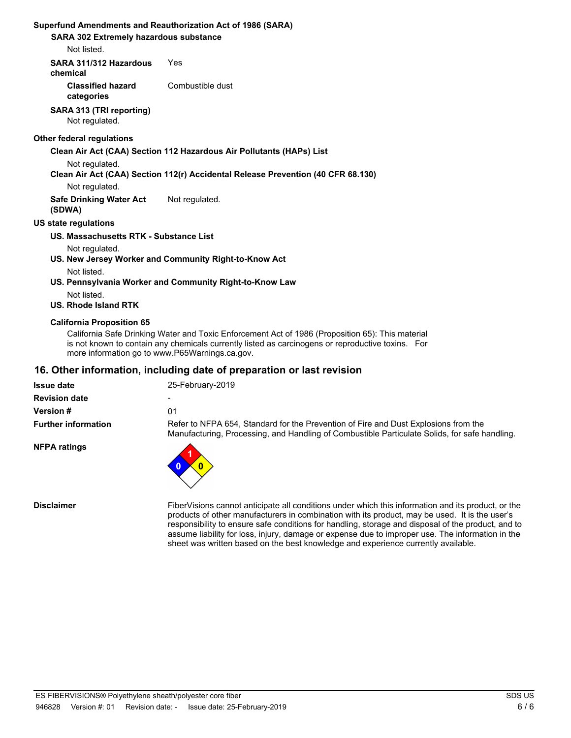**Superfund Amendments and Reauthorization Act of 1986 (SARA)**

**SARA 302 Extremely hazardous substance**

Not listed.

**SARA 311/312 Hazardous chemical** Yes

**Classified hazard categories** Combustible dust

**SARA 313 (TRI reporting)**

Not regulated.

**Other federal regulations**

**Clean Air Act (CAA) Section 112 Hazardous Air Pollutants (HAPs) List**

Not regulated.

**Clean Air Act (CAA) Section 112(r) Accidental Release Prevention (40 CFR 68.130)**

Not regulated.

**Safe Drinking Water Act (SDWA)** Not regulated.

**US state regulations**

**US. Massachusetts RTK - Substance List**

Not regulated.

**US. New Jersey Worker and Community Right-to-Know Act**

Not listed.

**US. Pennsylvania Worker and Community Right-to-Know Law**

Not listed.

**US. Rhode Island RTK**

**California Proposition 65**

California Safe Drinking Water and Toxic Enforcement Act of 1986 (Proposition 65): This material is not known to contain any chemicals currently listed as carcinogens or reproductive toxins. For more information go to www.P65Warnings.ca.gov.

## 16. Other information, including date of preparation or last revision

**Issue date** 25-February-2019

**Revision date** -

**Version #** 01

**Further information** Refer to NFPA 654, Standard for the Prevention of Fire and Dust Explosions from the Manufacturing, Processing, and Handling of Combustible Particulate Solids, for safe handling.

**NFPA ratings**

1
0 0

**Disclaimer** FiberVisions cannot anticipate all conditions under which this information and its product, or the products of other manufacturers in combination with its product, may be used. It is the user's responsibility to ensure safe conditions for handling, storage and disposal of the product, and to assume liability for loss, injury, damage or expense due to improper use. The information in the sheet was written based on the best knowledge and experience currently available.